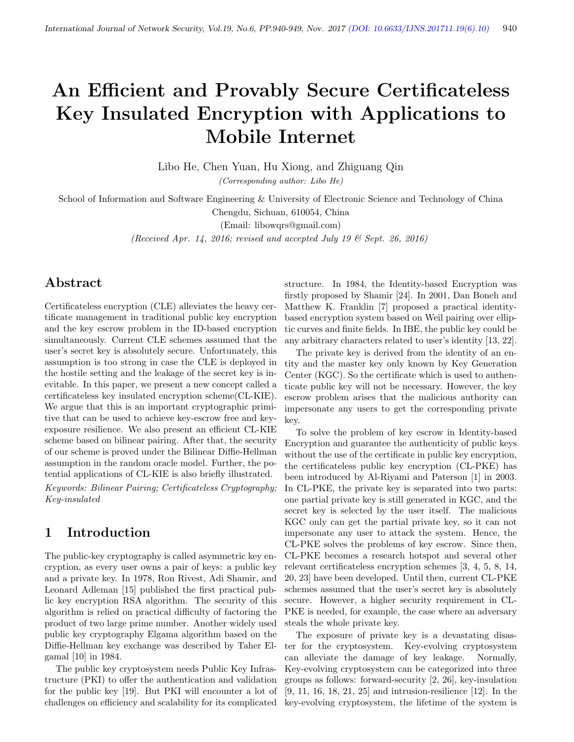# An Efficient and Provably Secure Certificateless Key Insulated Encryption with Applications to Mobile Internet

Libo He, Chen Yuan, Hu Xiong, and Zhiguang Qin

*(Corresponding author: Libo He)*

School of Information and Software Engineering & University of Electronic Science and Technology of China

Chengdu, Sichuan, 610054, China

(Email: libowqrs@gmail.com)

*(Received Apr. 14, 2016; revised and accepted July 19 & Sept. 26, 2016)*

## Abstract

Certificateless encryption (CLE) alleviates the heavy certificate management in traditional public key encryption and the key escrow problem in the ID-based encryption simultaneously. Current CLE schemes assumed that the user's secret key is absolutely secure. Unfortunately, this assumption is too strong in case the CLE is deployed in the hostile setting and the leakage of the secret key is inevitable. In this paper, we present a new concept called a certificateless key insulated encryption scheme(CL-KIE). We argue that this is an important cryptographic primitive that can be used to achieve key-escrow free and key-exposure resilience. We also present an efficient CL-KIE scheme based on bilinear pairing. After that, the security of our scheme is proved under the Bilinear Diffie-Hellman assumption in the random oracle model. Further, the potential applications of CL-KIE is also briefly illustrated.

*Keywords: Bilinear Pairing; Certificateless Cryptography; Key-insulated*

## 1 Introduction

The public-key cryptography is called asymmetric key encryption, as every user owns a pair of keys: a public key and a private key. In 1978, Ron Rivest, Adi Shamir, and Leonard Adleman [15] published the first practical public key encryption RSA algorithm. The security of this algorithm is relied on practical difficulty of factoring the product of two large prime number. Another widely used public key cryptography Elgama algorithm based on the Diffie-Hellman key exchange was described by Taher Elgamal [10] in 1984.

The public key cryptosystem needs Public Key Infrastructure (PKI) to offer the authentication and validation for the public key [19]. But PKI will encounter a lot of challenges on efficiency and scalability for its complicated structure. In 1984, the Identity-based Encryption was firstly proposed by Shamir [24]. In 2001, Dan Boneh and Matthew K. Franklin [7] proposed a practical identity-based encryption system based on Weil pairing over elliptic curves and finite fields. In IBE, the public key could be any arbitrary characters related to user's identity [13, 22].

The private key is derived from the identity of an entity and the master key only known by Key Generation Center (KGC). So the certificate which is used to authenticate public key will not be necessary. However, the key escrow problem arises that the malicious authority can impersonate any users to get the corresponding private key.

To solve the problem of key escrow in Identity-based Encryption and guarantee the authenticity of public keys without the use of the certificate in public key encryption, the certificateless public key encryption (CL-PKE) has been introduced by Al-Riyami and Paterson [1] in 2003. In CL-PKE, the private key is separated into two parts: one partial private key is still generated in KGC, and the secret key is selected by the user itself. The malicious KGC only can get the partial private key, so it can not impersonate any user to attack the system. Hence, the CL-PKE solves the problems of key escrow. Since then, CL-PKE becomes a research hotspot and several other relevant certificateless encryption schemes [3, 4, 5, 8, 14, 20, 23] have been developed. Until then, current CL-PKE schemes assumed that the user's secret key is absolutely secure. However, a higher security requirement in CL-PKE is needed, for example, the case where an adversary steals the whole private key.

The exposure of private key is a devastating disaster for the cryptosystem. Key-evolving cryptosystem can alleviate the damage of key leakage. Normally, Key-evolving cryptosystem can be categorized into three groups as follows: forward-security [2, 26], key-insulation [9, 11, 16, 18, 21, 25] and intrusion-resilience [12]. In the key-evolving cryptosystem, the lifetime of the system is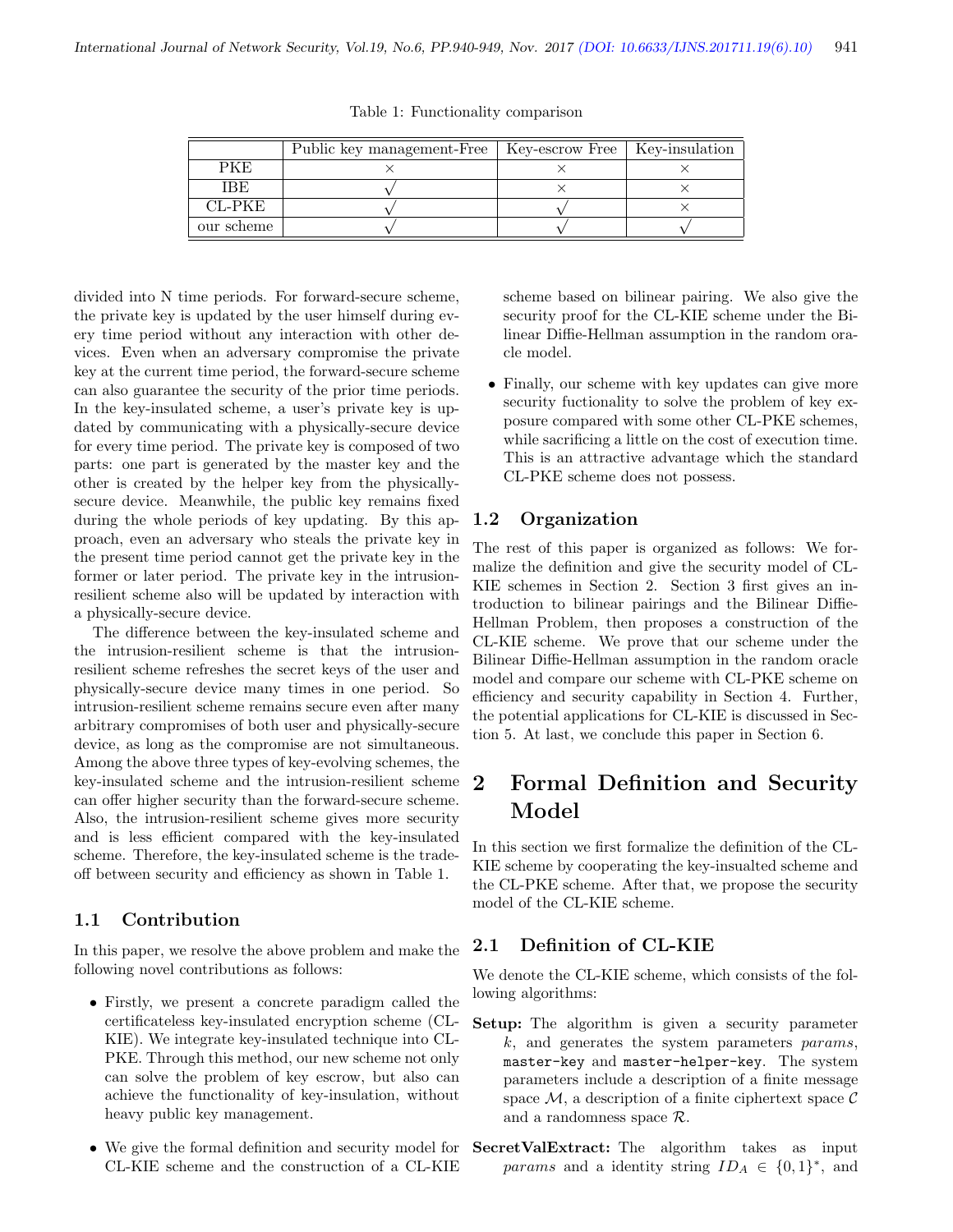Table 1: Functionality comparison

| | Public key management-Free | Key-escrow Free | Key-insulation |
|---|---|---|---|
| PKE | × | × | × |
| IBE | √ | × | × |
| CL-PKE | √ | √ | × |
| our scheme | √ | √ | √ |

divided into N time periods. For forward-secure scheme, the private key is updated by the user himself during every time period without any interaction with other devices. Even when an adversary compromise the private key at the current time period, the forward-secure scheme can also guarantee the security of the prior time periods. In the key-insulated scheme, a user's private key is updated by communicating with a physically-secure device for every time period. The private key is composed of two parts: one part is generated by the master key and the other is created by the helper key from the physically-secure device. Meanwhile, the public key remains fixed during the whole periods of key updating. By this approach, even an adversary who steals the private key in the present time period cannot get the private key in the former or later period. The private key in the intrusion-resilient scheme also will be updated by interaction with a physically-secure device.

The difference between the key-insulated scheme and the intrusion-resilient scheme is that the intrusion-resilient scheme refreshes the secret keys of the user and physically-secure device many times in one period. So intrusion-resilient scheme remains secure even after many arbitrary compromises of both user and physically-secure device, as long as the compromise are not simultaneous. Among the above three types of key-evolving schemes, the key-insulated scheme and the intrusion-resilient scheme can offer higher security than the forward-secure scheme. Also, the intrusion-resilient scheme gives more security and is less efficient compared with the key-insulated scheme. Therefore, the key-insulated scheme is the trade-off between security and efficiency as shown in Table 1.

### 1.1 Contribution

In this paper, we resolve the above problem and make the following novel contributions as follows:

- Firstly, we present a concrete paradigm called the certificateless key-insulated encryption scheme (CL-KIE). We integrate key-insulated technique into CL-PKE. Through this method, our new scheme not only can solve the problem of key escrow, but also can achieve the functionality of key-insulation, without heavy public key management.
- We give the formal definition and security model for CL-KIE scheme and the construction of a CL-KIE scheme based on bilinear pairing. We also give the security proof for the CL-KIE scheme under the Bilinear Diffie-Hellman assumption in the random oracle model.
- Finally, our scheme with key updates can give more security fuctionality to solve the problem of key exposure compared with some other CL-PKE schemes, while sacrificing a little on the cost of execution time. This is an attractive advantage which the standard CL-PKE scheme does not possess.

### 1.2 Organization

The rest of this paper is organized as follows: We formalize the definition and give the security model of CL-KIE schemes in Section 2. Section 3 first gives an introduction to bilinear pairings and the Bilinear Diffie-Hellman Problem, then proposes a construction of the CL-KIE scheme. We prove that our scheme under the Bilinear Diffie-Hellman assumption in the random oracle model and compare our scheme with CL-PKE scheme on efficiency and security capability in Section 4. Further, the potential applications for CL-KIE is discussed in Section 5. At last, we conclude this paper in Section 6.

## 2 Formal Definition and Security Model

In this section we first formalize the definition of the CL-KIE scheme by cooperating the key-insualted scheme and the CL-PKE scheme. After that, we propose the security model of the CL-KIE scheme.

### 2.1 Definition of CL-KIE

We denote the CL-KIE scheme, which consists of the following algorithms:

**Setup:** The algorithm is given a security parameter $k$, and generates the system parameters $params$, `master-key` and `master-helper-key`. The system parameters include a description of a finite message space $\mathcal{M}$, a description of a finite ciphertext space $\mathcal{C}$ and a randomness space $\mathcal{R}$.

**SecretValExtract:** The algorithm takes as input $params$ and a identity string $ID_A \in \{0,1\}^*$, and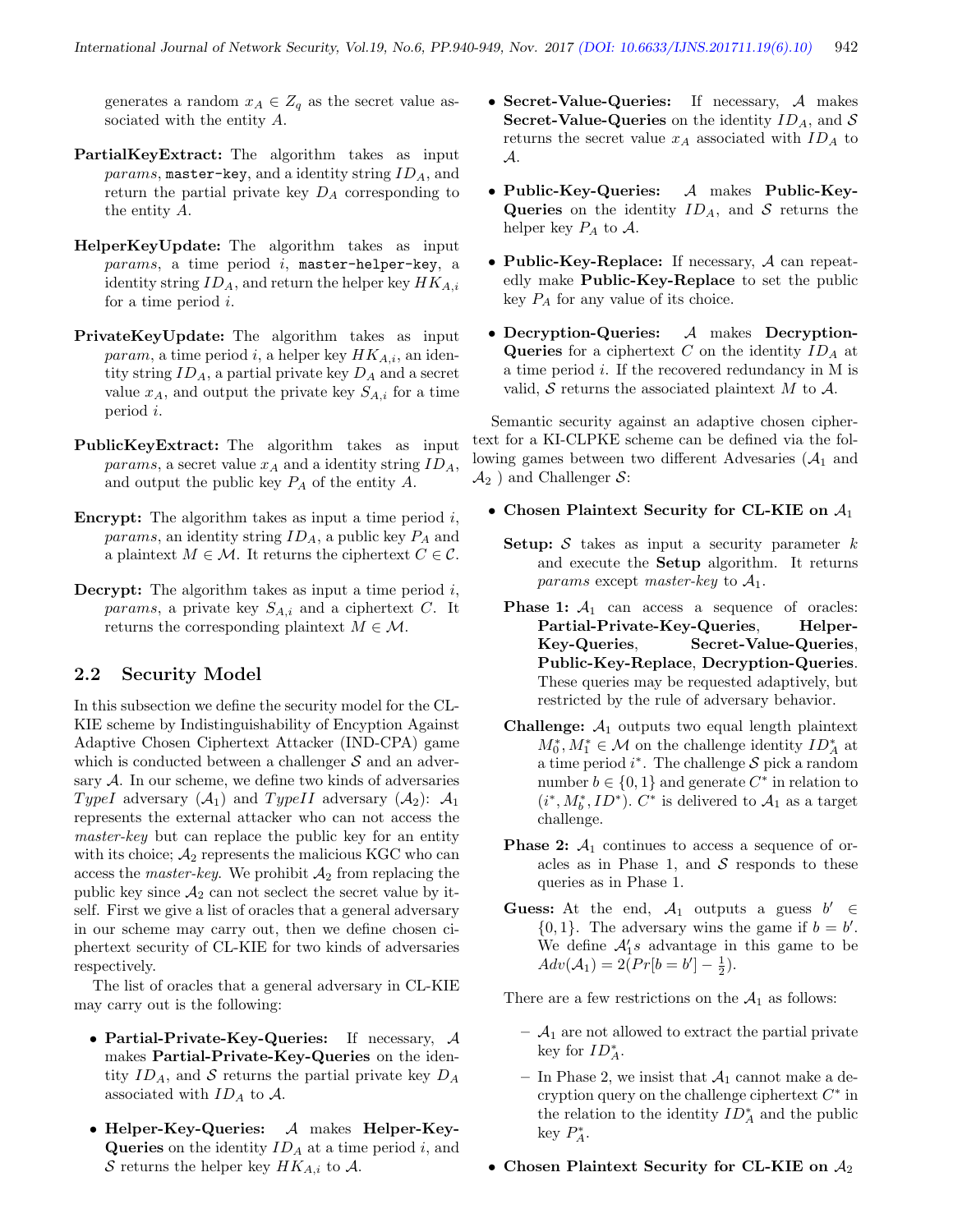generates a random $x_A \in Z_q$ as the secret value associated with the entity $A$.

**PartialKeyExtract:** The algorithm takes as input *params*, `master-key`, and a identity string $ID_A$, and return the partial private key $D_A$ corresponding to the entity $A$.

**HelperKeyUpdate:** The algorithm takes as input *params*, a time period $i$, `master-helper-key`, a identity string $ID_A$, and return the helper key $HK_{A,i}$ for a time period $i$.

**PrivateKeyUpdate:** The algorithm takes as input *param*, a time period $i$, a helper key $HK_{A,i}$, an identity string $ID_A$, a partial private key $D_A$ and a secret value $x_A$, and output the private key $S_{A,i}$ for a time period $i$.

**PublicKeyExtract:** The algorithm takes as input *params*, a secret value $x_A$ and a identity string $ID_A$, and output the public key $P_A$ of the entity $A$.

**Encrypt:** The algorithm takes as input a time period $i$, *params*, an identity string $ID_A$, a public key $P_A$ and a plaintext $M \in \mathcal{M}$. It returns the ciphertext $C \in \mathcal{C}$.

**Decrypt:** The algorithm takes as input a time period $i$, *params*, a private key $S_{A,i}$ and a ciphertext $C$. It returns the corresponding plaintext $M \in \mathcal{M}$.

## 2.2 Security Model

In this subsection we define the security model for the CL-KIE scheme by Indistinguishability of Encyption Against Adaptive Chosen Ciphertext Attacker (IND-CPA) game which is conducted between a challenger $\mathcal{S}$ and an adversary $\mathcal{A}$. In our scheme, we define two kinds of adversaries *TypeI* adversary ($\mathcal{A}_1$) and *TypeII* adversary ($\mathcal{A}_2$): $\mathcal{A}_1$ represents the external attacker who can not access the *master-key* but can replace the public key for an entity with its choice; $\mathcal{A}_2$ represents the malicious KGC who can access the *master-key*. We prohibit $\mathcal{A}_2$ from replacing the public key since $\mathcal{A}_2$ can not seclect the secret value by itself. First we give a list of oracles that a general adversary in our scheme may carry out, then we define chosen ciphertext security of CL-KIE for two kinds of adversaries respectively.

The list of oracles that a general adversary in CL-KIE may carry out is the following:

- **Partial-Private-Key-Queries:** If necessary, $\mathcal{A}$ makes **Partial-Private-Key-Queries** on the identity $ID_A$, and $\mathcal{S}$ returns the partial private key $D_A$ associated with $ID_A$ to $\mathcal{A}$.
- **Helper-Key-Queries:** $\mathcal{A}$ makes **Helper-Key-Queries** on the identity $ID_A$ at a time period $i$, and $\mathcal{S}$ returns the helper key $HK_{A,i}$ to $\mathcal{A}$.
- **Secret-Value-Queries:** If necessary, $\mathcal{A}$ makes **Secret-Value-Queries** on the identity $ID_A$, and $\mathcal{S}$ returns the secret value $x_A$ associated with $ID_A$ to $\mathcal{A}$.
- **Public-Key-Queries:** $\mathcal{A}$ makes **Public-Key-Queries** on the identity $ID_A$, and $\mathcal{S}$ returns the helper key $P_A$ to $\mathcal{A}$.
- **Public-Key-Replace:** If necessary, $\mathcal{A}$ can repeatedly make **Public-Key-Replace** to set the public key $P_A$ for any value of its choice.
- **Decryption-Queries:** $\mathcal{A}$ makes **Decryption-Queries** for a ciphertext $C$ on the identity $ID_A$ at a time period $i$. If the recovered redundancy in M is valid, $\mathcal{S}$ returns the associated plaintext $M$ to $\mathcal{A}$.

Semantic security against an adaptive chosen ciphertext for a KI-CLPKE scheme can be defined via the following games between two different Advesaries ($\mathcal{A}_1$ and $\mathcal{A}_2$ ) and Challenger $\mathcal{S}$:

- **Chosen Plaintext Security for CL-KIE on $\mathcal{A}_1$**

  **Setup:** $\mathcal{S}$ takes as input a security parameter $k$ and execute the **Setup** algorithm. It returns *params* except *master-key* to $\mathcal{A}_1$.

  **Phase 1:** $\mathcal{A}_1$ can access a sequence of oracles: **Partial-Private-Key-Queries**, **Helper-Key-Queries**, **Secret-Value-Queries**, **Public-Key-Replace**, **Decryption-Queries**. These queries may be requested adaptively, but restricted by the rule of adversary behavior.

  **Challenge:** $\mathcal{A}_1$ outputs two equal length plaintext $M_0^*, M_1^* \in \mathcal{M}$ on the challenge identity $ID_A^*$ at a time period $i^*$. The challenge $\mathcal{S}$ pick a random number $b \in \{0,1\}$ and generate $C^*$ in relation to $(i^*, M_b^*, ID^*)$. $C^*$ is delivered to $\mathcal{A}_1$ as a target challenge.

  **Phase 2:** $\mathcal{A}_1$ continues to access a sequence of oracles as in Phase 1, and $\mathcal{S}$ responds to these queries as in Phase 1.

  **Guess:** At the end, $\mathcal{A}_1$ outputs a guess $b' \in \{0,1\}$. The adversary wins the game if $b = b'$. We define $\mathcal{A}_1's$ advantage in this game to be $Adv(\mathcal{A}_1) = 2(Pr[b = b'] - \frac{1}{2})$.

  There are a few restrictions on the $\mathcal{A}_1$ as follows:

  - $\mathcal{A}_1$ are not allowed to extract the partial private key for $ID_A^*$.
  - In Phase 2, we insist that $\mathcal{A}_1$ cannot make a decryption query on the challenge ciphertext $C^*$ in the relation to the identity $ID_A^*$ and the public key $P_A^*$.

- **Chosen Plaintext Security for CL-KIE on $\mathcal{A}_2$**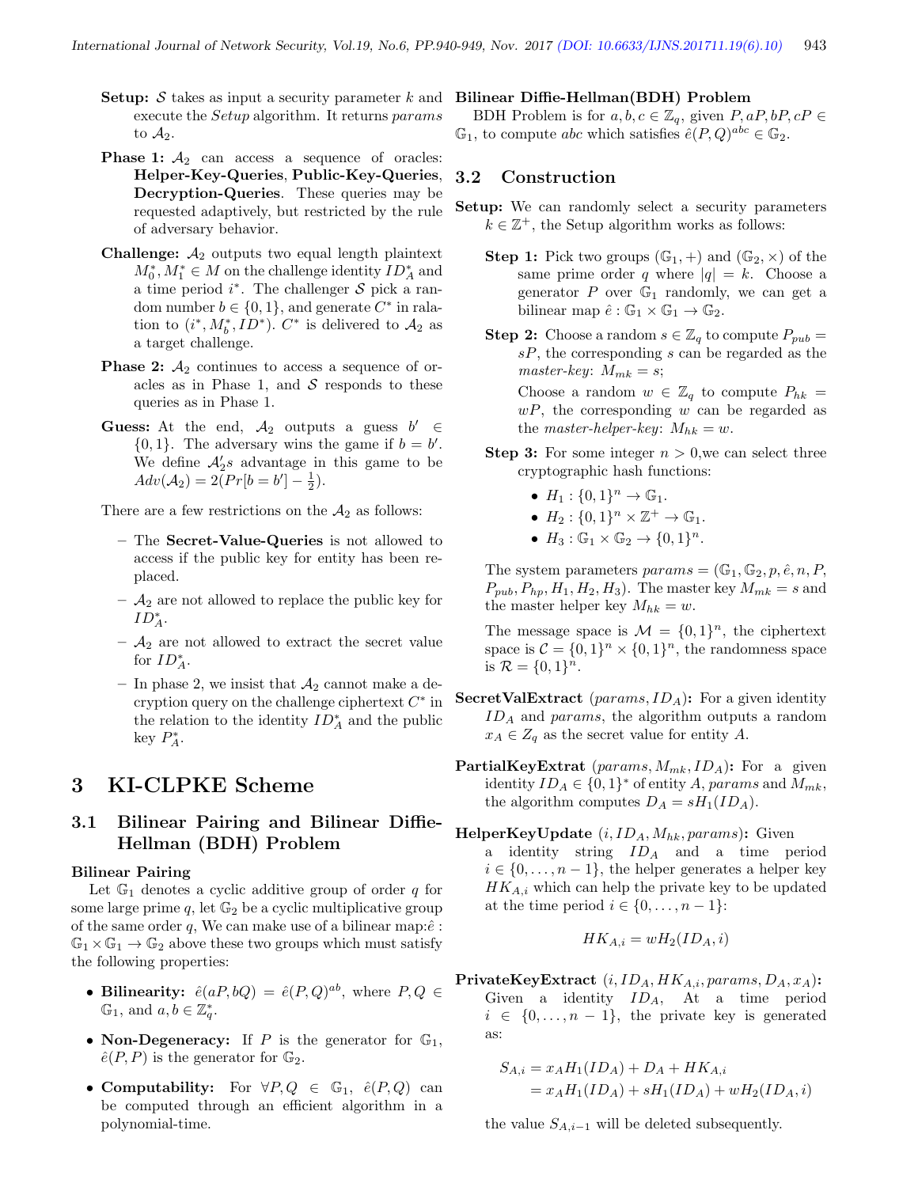**Setup:** $\mathcal{S}$ takes as input a security parameter $k$ and execute the *Setup* algorithm. It returns *params* to $\mathcal{A}_2$.

**Phase 1:** $\mathcal{A}_2$ can access a sequence of oracles: **Helper-Key-Queries**, **Public-Key-Queries**, **Decryption-Queries**. These queries may be requested adaptively, but restricted by the rule of adversary behavior.

**Challenge:** $\mathcal{A}_2$ outputs two equal length plaintext $M_0^*, M_1^* \in M$ on the challenge identity $ID_A^*$ and a time period $i^*$. The challenger $\mathcal{S}$ pick a random number $b \in \{0, 1\}$, and generate $C^*$ in ralation to $(i^*, M_b^*, ID^*)$. $C^*$ is delivered to $\mathcal{A}_2$ as a target challenge.

**Phase 2:** $\mathcal{A}_2$ continues to access a sequence of oracles as in Phase 1, and $\mathcal{S}$ responds to these queries as in Phase 1.

**Guess:** At the end, $\mathcal{A}_2$ outputs a guess $b' \in \{0, 1\}$. The adversary wins the game if $b = b'$. We define $\mathcal{A}_2'$s advantage in this game to be $Adv(\mathcal{A}_2) = 2(Pr[b = b'] - \frac{1}{2})$.

There are a few restrictions on the $\mathcal{A}_2$ as follows:

- The **Secret-Value-Queries** is not allowed to access if the public key for entity has been replaced.
- $\mathcal{A}_2$ are not allowed to replace the public key for $ID_A^*$.
- $\mathcal{A}_2$ are not allowed to extract the secret value for $ID_A^*$.
- In phase 2, we insist that $\mathcal{A}_2$ cannot make a decryption query on the challenge ciphertext $C^*$ in the relation to the identity $ID_A^*$ and the public key $P_A^*$.

# 3 KI-CLPKE Scheme

## 3.1 Bilinear Pairing and Bilinear Diffie-Hellman (BDH) Problem

**Bilinear Pairing**

Let $\mathbb{G}_1$ denotes a cyclic additive group of order $q$ for some large prime $q$, let $\mathbb{G}_2$ be a cyclic multiplicative group of the same order $q$, We can make use of a bilinear map:$\hat{e} : \mathbb{G}_1 \times \mathbb{G}_1 \rightarrow \mathbb{G}_2$ above these two groups which must satisfy the following properties:

- **Bilinearity:** $\hat{e}(aP, bQ) = \hat{e}(P, Q)^{ab}$, where $P, Q \in \mathbb{G}_1$, and $a, b \in \mathbb{Z}_q^*$.
- **Non-Degeneracy:** If $P$ is the generator for $\mathbb{G}_1$, $\hat{e}(P, P)$ is the generator for $\mathbb{G}_2$.
- **Computability:** For $\forall P, Q \in \mathbb{G}_1$, $\hat{e}(P, Q)$ can be computed through an efficient algorithm in a polynomial-time.

**Bilinear Diffie-Hellman(BDH) Problem**

BDH Problem is for $a, b, c \in \mathbb{Z}_q$, given $P, aP, bP, cP \in \mathbb{G}_1$, to compute $abc$ which satisfies $\hat{e}(P, Q)^{abc} \in \mathbb{G}_2$.

## 3.2 Construction

**Setup:** We can randomly select a security parameters $k \in \mathbb{Z}^+$, the Setup algorithm works as follows:

**Step 1:** Pick two groups $(\mathbb{G}_1, +)$ and $(\mathbb{G}_2, \times)$ of the same prime order $q$ where $|q| = k$. Choose a generator $P$ over $\mathbb{G}_1$ randomly, we can get a bilinear map $\hat{e} : \mathbb{G}_1 \times \mathbb{G}_1 \rightarrow \mathbb{G}_2$.

**Step 2:** Choose a random $s \in \mathbb{Z}_q$ to compute $P_{pub} = sP$, the corresponding $s$ can be regarded as the *master-key*: $M_{mk} = s$;

Choose a random $w \in \mathbb{Z}_q$ to compute $P_{hk} = wP$, the corresponding $w$ can be regarded as the *master-helper-key*: $M_{hk} = w$.

**Step 3:** For some integer $n > 0$,we can select three cryptographic hash functions:

- $H_1 : \{0, 1\}^n \rightarrow \mathbb{G}_1$.
- $H_2 : \{0, 1\}^n \times \mathbb{Z}^+ \rightarrow \mathbb{G}_1$.
- $H_3 : \mathbb{G}_1 \times \mathbb{G}_2 \rightarrow \{0, 1\}^n$.

The system parameters $params = (\mathbb{G}_1, \mathbb{G}_2, p, \hat{e}, n, P, P_{pub}, P_{hp}, H_1, H_2, H_3)$. The master key $M_{mk} = s$ and the master helper key $M_{hk} = w$.

The message space is $\mathcal{M} = \{0, 1\}^n$, the ciphertext space is $\mathcal{C} = \{0, 1\}^n \times \{0, 1\}^n$, the randomness space is $\mathcal{R} = \{0, 1\}^n$.

**SecretValExtract** $(params, ID_A)$**:** For a given identity $ID_A$ and *params*, the algorithm outputs a random $x_A \in Z_q$ as the secret value for entity $A$.

**PartialKeyExtrat** $(params, M_{mk}, ID_A)$**:** For a given identity $ID_A \in \{0, 1\}^*$ of entity $A$, *params* and $M_{mk}$, the algorithm computes $D_A = sH_1(ID_A)$.

**HelperKeyUpdate** $(i, ID_A, M_{hk}, params)$: Given a identity string $ID_A$ and a time period $i \in \{0, \ldots, n-1\}$, the helper generates a helper key $HK_{A,i}$ which can help the private key to be updated at the time period $i \in \{0, \ldots, n-1\}$:

$$HK_{A,i} = wH_2(ID_A, i)$$

**PrivateKeyExtract** $(i, ID_A, HK_{A,i}, params, D_A, x_A)$**:** Given a identity $ID_A$, At a time period $i \in \{0, \ldots, n-1\}$, the private key is generated as:

$$\begin{aligned} S_{A,i} &= x_A H_1(ID_A) + D_A + HK_{A,i} \\ &= x_A H_1(ID_A) + sH_1(ID_A) + wH_2(ID_A, i) \end{aligned}$$

the value $S_{A,i-1}$ will be deleted subsequently.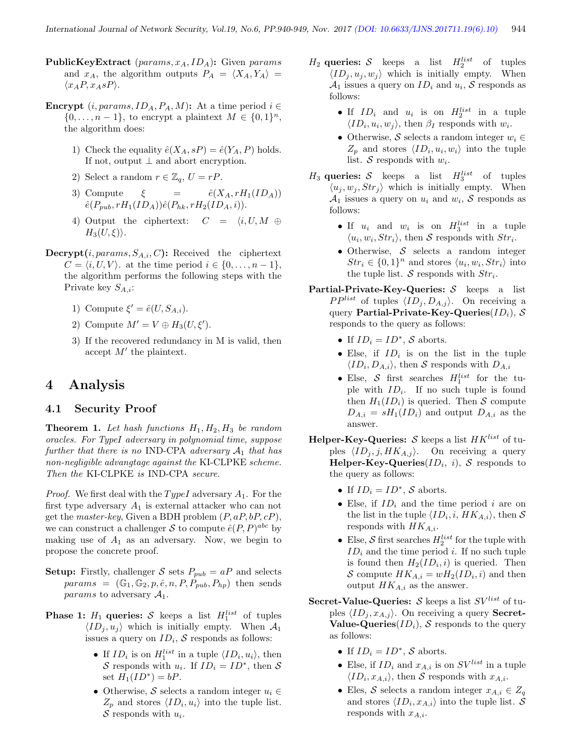**PublicKeyExtract** $(params, x_A, ID_A)$**:** Given $params$ and $x_A$, the algorithm outputs $P_A = \langle X_A, Y_A \rangle = \langle x_A P, x_A sP \rangle$.

**Encrypt** $(i, params, ID_A, P_A, M)$**:** At a time period $i \in \{0, \ldots, n-1\}$, to encrypt a plaintext $M \in \{0,1\}^n$, the algorithm does:

1) Check the equality $\hat{e}(X_A, sP) = \hat{e}(Y_A, P)$ holds. If not, output $\perp$ and abort encryption.
2) Select a random $r \in \mathbb{Z}_q$, $U = rP$.
3) Compute $\xi = \hat{e}(X_A, rH_1(ID_A))$ $\hat{e}(P_{pub}, rH_1(ID_A))\hat{e}(P_{hk}, rH_2(ID_A, i))$.
4) Output the ciphertext: $C = \langle i, U, M \oplus H_3(U, \xi) \rangle$.

**Decrypt**$(i, params, S_{A,i}, C)$**:** Received the ciphertext $C = \langle i, U, V \rangle$. at the time period $i \in \{0, \ldots, n-1\}$, the algorithm performs the following steps with the Private key $S_{A,i}$:

1) Compute $\xi' = \hat{e}(U, S_{A,i})$.
2) Compute $M' = V \oplus H_3(U, \xi')$.
3) If the recovered redundancy in M is valid, then accept $M'$ the plaintext.

# 4 Analysis

## 4.1 Security Proof

**Theorem 1.** *Let hash functions $H_1, H_2, H_3$ be random oracles. For TypeI adversary in polynomial time, suppose further that there is no* IND-CPA *adversary $\mathcal{A}_1$ that has non-negligible advangtage against the* KI-CLPKE *scheme. Then the* KI-CLPKE *is* IND-CPA *secure.*

*Proof.* We first deal with the *TypeI* adversary $A_1$. For the first type adversary $A_1$ is external attacker who can not get the *master-key*, Given a BDH problem $(P, aP, bP, cP)$, we can construct a challenger $\mathcal{S}$ to compute $\hat{e}(P, P)^{abc}$ by making use of $A_1$ as an adversary. Now, we begin to propose the concrete proof.

**Setup:** Firstly, challenger $\mathcal{S}$ sets $P_{pub} = aP$ and selects $params = (\mathbb{G}_1, \mathbb{G}_2, p, \hat{e}, n, P, P_{pub}, P_{hp})$ then sends $params$ to adversary $\mathcal{A}_1$.

**Phase 1:** $H_1$ **queries:** $\mathcal{S}$ keeps a list $H_1^{list}$ of tuples $\langle ID_j, u_j \rangle$ which is initially empty. When $\mathcal{A}_1$ issues a query on $ID_i$, $\mathcal{S}$ responds as follows:

- If $ID_i$ is on $H_1^{list}$ in a tuple $\langle ID_i, u_i \rangle$, then $\mathcal{S}$ responds with $u_i$. If $ID_i = ID^*$, then $\mathcal{S}$ set $H_1(ID^*) = bP$.
- Otherwise, $\mathcal{S}$ selects a random integer $u_i \in Z_p$ and stores $\langle ID_i, u_i \rangle$ into the tuple list. $\mathcal{S}$ responds with $u_i$.

$H_2$ **queries:** $\mathcal{S}$ keeps a list $H_2^{list}$ of tuples $\langle ID_j, u_j, w_j \rangle$ which is initially empty. When $\mathcal{A}_1$ issues a query on $ID_i$ and $u_i$, $\mathcal{S}$ responds as follows:

- If $ID_i$ and $u_i$ is on $H_2^{list}$ in a tuple $\langle ID_i, u_i, w_j \rangle$, then $\beta_I$ responds with $w_i$.
- Otherwise, $\mathcal{S}$ selects a random integer $w_i \in Z_p$ and stores $\langle ID_i, u_i, w_i \rangle$ into the tuple list. $\mathcal{S}$ responds with $w_i$.

$H_3$ **queries:** $\mathcal{S}$ keeps a list $H_3^{list}$ of tuples $\langle u_j, w_j, Str_j \rangle$ which is initially empty. When $\mathcal{A}_1$ issues a query on $u_i$ and $w_i$, $\mathcal{S}$ responds as follows:

- If $u_i$ and $w_i$ is on $H_3^{list}$ in a tuple $\langle u_i, w_i, Str_i \rangle$, then $\mathcal{S}$ responds with $Str_i$.
- Otherwise, $\mathcal{S}$ selects a random integer $Str_i \in \{0,1\}^n$ and stores $\langle u_i, w_i, Str_i \rangle$ into the tuple list. $\mathcal{S}$ responds with $Str_i$.

**Partial-Private-Key-Queries:** $\mathcal{S}$ keeps a list $PP^{list}$ of tuples $\langle ID_j, D_{A,j} \rangle$. On receiving a query **Partial-Private-Key-Queries**$(ID_i)$, $\mathcal{S}$ responds to the query as follows:

- If $ID_i = ID^*$, $\mathcal{S}$ aborts.
- Else, if $ID_i$ is on the list in the tuple $\langle ID_i, D_{A,i} \rangle$, then $\mathcal{S}$ responds with $D_{A,i}$
- Else, $\mathcal{S}$ first searches $H_1^{list}$ for the tuple with $ID_i$. If no such tuple is found then $H_1(ID_i)$ is queried. Then $\mathcal{S}$ compute $D_{A,i} = sH_1(ID_i)$ and output $D_{A,i}$ as the answer.

**Helper-Key-Queries:** $\mathcal{S}$ keeps a list $HK^{list}$ of tuples $\langle ID_j, j, HK_{A,j} \rangle$. On receiving a query **Helper-Key-Queries**$(ID_i,\ i)$, $\mathcal{S}$ responds to the query as follows:

- If $ID_i = ID^*$, $\mathcal{S}$ aborts.
- Else, if $ID_i$ and the time period $i$ are on the list in the tuple $\langle ID_i, i, HK_{A,i} \rangle$, then $\mathcal{S}$ responds with $HK_{A,i}$.
- Else, $\mathcal{S}$ first searches $H_2^{list}$ for the tuple with $ID_i$ and the time period $i$. If no such tuple is found then $H_2(ID_i, i)$ is queried. Then $\mathcal{S}$ compute $HK_{A,i} = wH_2(ID_i, i)$ and then output $HK_{A,i}$ as the answer.

**Secret-Value-Queries:** $\mathcal{S}$ keeps a list $SV^{list}$ of tuples $\langle ID_j, x_{A,j} \rangle$. On receiving a query **Secret-Value-Queries**$(ID_i)$, $\mathcal{S}$ responds to the query as follows:

- If $ID_i = ID^*$, $\mathcal{S}$ aborts.
- Else, if $ID_i$ and $x_{A,i}$ is on $SV^{list}$ in a tuple $\langle ID_i, x_{A,i} \rangle$, then $\mathcal{S}$ responds with $x_{A,i}$.
- Eles, $\mathcal{S}$ selects a random integer $x_{A,i} \in Z_q$ and stores $\langle ID_i, x_{A,i} \rangle$ into the tuple list. $\mathcal{S}$ responds with $x_{A,i}$.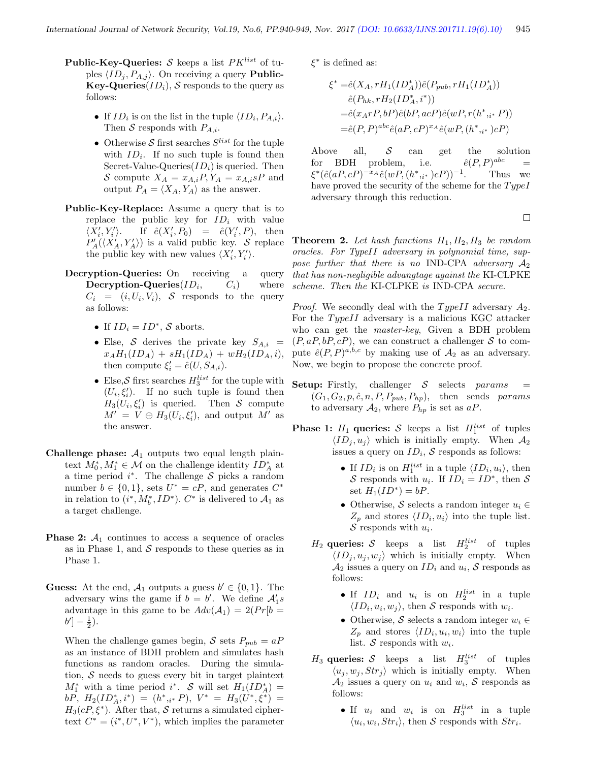**Public-Key-Queries:** $\mathcal{S}$ keeps a list $PK^{list}$ of tuples $\langle ID_j, P_{A,j}\rangle$. On receiving a query **Public-Key-Queries**$(ID_i)$, $\mathcal{S}$ responds to the query as follows:

- If $ID_i$ is on the list in the tuple $\langle ID_i, P_{A,i}\rangle$. Then $\mathcal{S}$ responds with $P_{A,i}$.
- Otherwise $\mathcal{S}$ first searches $S^{list}$ for the tuple with $ID_i$. If no such tuple is found then Secret-Value-Queries$(ID_i)$ is queried. Then $\mathcal{S}$ compute $X_A = x_{A,i}P, Y_A = x_{A,i}sP$ and output $P_A = \langle X_A, Y_A\rangle$ as the answer.

**Public-Key-Replace:** Assume a query that is to replace the public key for $ID_i$ with value $\langle X_i', Y_i'\rangle$. If $\hat{e}(X_i', P_0) = \hat{e}(Y_i', P)$, then $P_A'(\langle X_A', Y_A'\rangle)$ is a valid public key. $\mathcal{S}$ replace the public key with new values $\langle X_i', Y_i'\rangle$.

**Decryption-Queries:** On receiving a query **Decryption-Queries**$(ID_i, \quad C_i)$ where $C_i = (i, U_i, V_i)$, $\mathcal{S}$ responds to the query as follows:

- If $ID_i = ID^*$, $\mathcal{S}$ aborts.
- Else, $\mathcal{S}$ derives the private key $S_{A,i} = x_A H_1(ID_A) + sH_1(ID_A) + wH_2(ID_A, i)$, then compute $\xi_i' = \hat{e}(U, S_{A,i})$.
- Else,$\mathcal{S}$ first searches $H_3^{list}$ for the tuple with $(U_i, \xi_i')$. If no such tuple is found then $H_3(U_i, \xi_i')$ is queried. Then $\mathcal{S}$ compute $M' = V \oplus H_3(U_i, \xi_i')$, and output $M'$ as the answer.

**Challenge phase:** $\mathcal{A}_1$ outputs two equal length plaintext $M_0^*, M_1^* \in \mathcal{M}$ on the challenge identity $ID_A^*$ at a time period $i^*$. The challenge $\mathcal{S}$ picks a random number $b \in \{0,1\}$, sets $U^* = cP$, and generates $C^*$ in relation to $(i^*, M_b^*, ID^*)$. $C^*$ is delivered to $\mathcal{A}_1$ as a target challenge.

**Phase 2:** $\mathcal{A}_1$ continues to access a sequence of oracles as in Phase 1, and $\mathcal{S}$ responds to these queries as in Phase 1.

**Guess:** At the end, $\mathcal{A}_1$ outputs a guess $b' \in \{0,1\}$. The adversary wins the game if $b = b'$. We define $\mathcal{A}_1's$ advantage in this game to be $Adv(\mathcal{A}_1) = 2(Pr[b = b'] - \frac{1}{2})$.

When the challenge games begin, $\mathcal{S}$ sets $P_{pub} = aP$ as an instance of BDH problem and simulates hash functions as random oracles. During the simulation, $\mathcal{S}$ needs to guess every bit in target plaintext $M_1^*$ with a time period $i^*$. $\mathcal{S}$ will set $H_1(ID_A^*) = bP$, $H_2(ID_A^*, i^*) = (h^*,_{i^*} P)$, $V^* = H_3(U^*, \xi^*) = H_3(cP, \xi^*)$. After that, $\mathcal{S}$ returns a simulated ciphertext $C^* = (i^*, U^*, V^*)$, which implies the parameter $\xi^*$ is defined as:

$$\begin{aligned}
\xi^* =& \hat{e}(X_A, rH_1(ID_A^*))\hat{e}(P_{pub}, rH_1(ID_A^*)) \\
& \hat{e}(P_{hk}, rH_2(ID_A^*, i^*)) \\
=& \hat{e}(x_A rP, bP)\hat{e}(bP, acP)\hat{e}(wP, r(h^*,_{i^*} P)) \\
=& \hat{e}(P,P)^{abc}\hat{e}(aP, cP)^{x_A}\hat{e}(wP, (h^*,_{i^*})cP)
\end{aligned}$$

Above all, $\mathcal{S}$ can get the solution for BDH problem, i.e. $\hat{e}(P,P)^{abc} = \xi^*(\hat{e}(aP, cP)^{-x_A}\hat{e}(wP, (h^*,_{i^*})cP))^{-1}$. Thus we have proved the security of the scheme for the $TypeI$ adversary through this reduction.

□

**Theorem 2.** *Let hash functions $H_1, H_2, H_3$ be random oracles. For TypeII adversary in polynomial time, suppose further that there is no* IND-CPA *adversary $\mathcal{A}_2$ that has non-negligible advangtage against the* KI-CLPKE *scheme. Then the* KI-CLPKE *is* IND-CPA *secure.*

*Proof.* We secondly deal with the $TypeII$ adversary $A_2$. For the $TypeII$ adversary is a malicious KGC attacker who can get the *master-key*, Given a BDH problem $(P, aP, bP, cP)$, we can construct a challenger $\mathcal{S}$ to compute $\hat{e}(P,P)^{a,b,c}$ by making use of $\mathcal{A}_2$ as an adversary. Now, we begin to propose the concrete proof.

**Setup:** Firstly, challenger $\mathcal{S}$ selects $params = (G_1, G_2, p, \hat{e}, n, P, P_{pub}, P_{hp})$, then sends $params$ to adversary $\mathcal{A}_2$, where $P_{hp}$ is set as $aP$.

**Phase 1:** **$H_1$ queries:** $\mathcal{S}$ keeps a list $H_1^{list}$ of tuples $\langle ID_j, u_j\rangle$ which is initially empty. When $\mathcal{A}_2$ issues a query on $ID_i$, $\mathcal{S}$ responds as follows:

- If $ID_i$ is on $H_1^{list}$ in a tuple $\langle ID_i, u_i\rangle$, then $\mathcal{S}$ responds with $u_i$. If $ID_i = ID^*$, then $\mathcal{S}$ set $H_1(ID^*) = bP$.
- Otherwise, $\mathcal{S}$ selects a random integer $u_i \in Z_p$ and stores $\langle ID_i, u_i\rangle$ into the tuple list. $\mathcal{S}$ responds with $u_i$.

**$H_2$ queries:** $\mathcal{S}$ keeps a list $H_2^{list}$ of tuples $\langle ID_j, u_j, w_j\rangle$ which is initially empty. When $\mathcal{A}_2$ issues a query on $ID_i$ and $u_i$, $\mathcal{S}$ responds as follows:

- If $ID_i$ and $u_i$ is on $H_2^{list}$ in a tuple $\langle ID_i, u_i, w_j\rangle$, then $\mathcal{S}$ responds with $w_i$.
- Otherwise, $\mathcal{S}$ selects a random integer $w_i \in Z_p$ and stores $\langle ID_i, u_i, w_i\rangle$ into the tuple list. $\mathcal{S}$ responds with $w_i$.

**$H_3$ queries:** $\mathcal{S}$ keeps a list $H_3^{list}$ of tuples $\langle u_j, w_j, Str_j\rangle$ which is initially empty. When $\mathcal{A}_2$ issues a query on $u_i$ and $w_i$, $\mathcal{S}$ responds as follows:

- If $u_i$ and $w_i$ is on $H_3^{list}$ in a tuple $\langle u_i, w_i, Str_i\rangle$, then $\mathcal{S}$ responds with $Str_i$.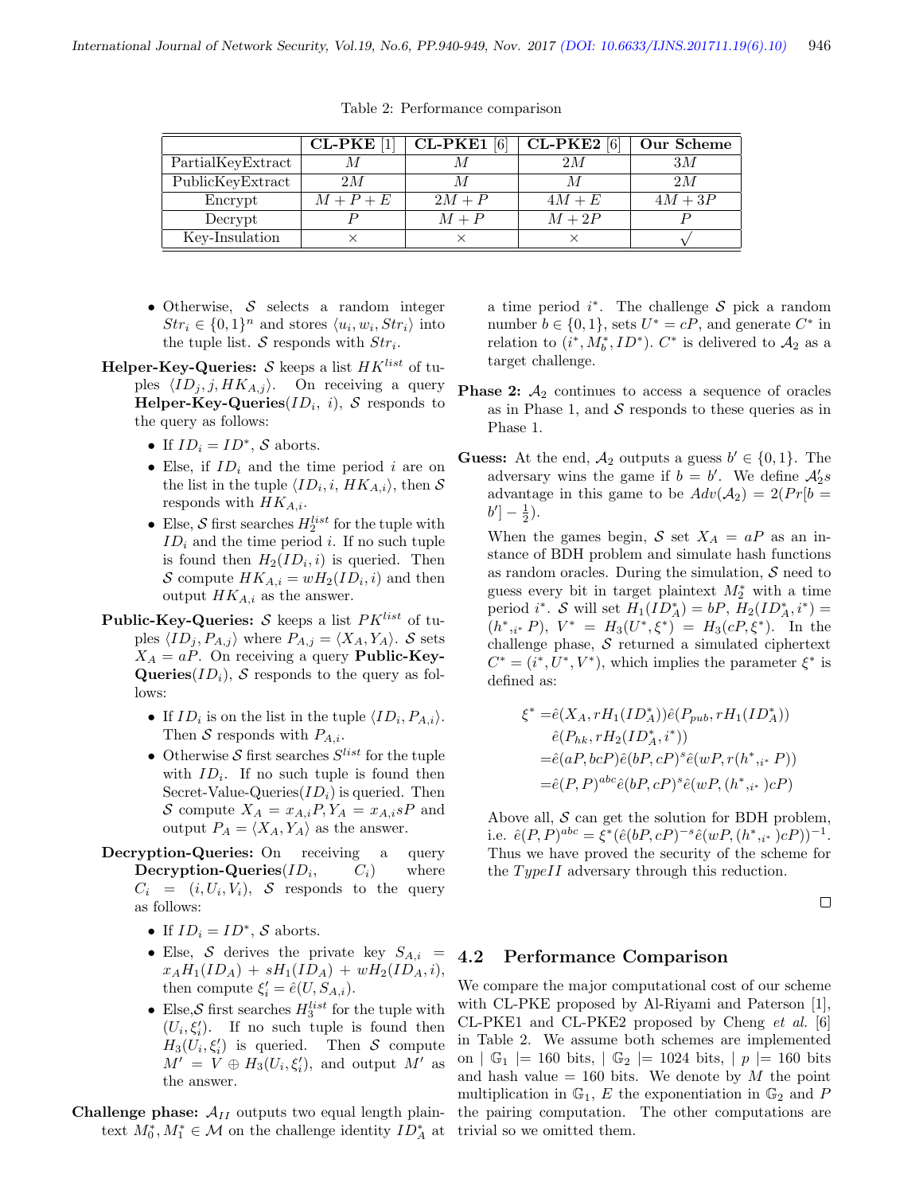Table 2: Performance comparison

| | **CL-PKE** [1] | **CL-PKE1** [6] | **CL-PKE2** [6] | **Our Scheme** |
|---|---|---|---|---|
| PartialKeyExtract | $M$ | $M$ | $2M$ | $3M$ |
| PublicKeyExtract | $2M$ | $M$ | $M$ | $2M$ |
| Encrypt | $M+P+E$ | $2M+P$ | $4M+E$ | $4M+3P$ |
| Decrypt | $P$ | $M+P$ | $M+2P$ | $P$ |
| Key-Insulation | $\times$ | $\times$ | $\times$ | $\surd$ |

- Otherwise, $\mathcal{S}$ selects a random integer $Str_i \in \{0,1\}^n$ and stores $\langle u_i, w_i, Str_i \rangle$ into the tuple list. $\mathcal{S}$ responds with $Str_i$.

**Helper-Key-Queries:** $\mathcal{S}$ keeps a list $HK^{list}$ of tuples $\langle ID_j, j, HK_{A,j} \rangle$. On receiving a query **Helper-Key-Queries**$(ID_i,\ i)$, $\mathcal{S}$ responds to the query as follows:

- If $ID_i = ID^*$, $\mathcal{S}$ aborts.
- Else, if $ID_i$ and the time period $i$ are on the list in the tuple $\langle ID_i, i, HK_{A,i} \rangle$, then $\mathcal{S}$ responds with $HK_{A,i}$.
- Else, $\mathcal{S}$ first searches $H_2^{list}$ for the tuple with $ID_i$ and the time period $i$. If no such tuple is found then $H_2(ID_i, i)$ is queried. Then $\mathcal{S}$ compute $HK_{A,i} = wH_2(ID_i, i)$ and then output $HK_{A,i}$ as the answer.

**Public-Key-Queries:** $\mathcal{S}$ keeps a list $PK^{list}$ of tuples $\langle ID_j, P_{A,j} \rangle$ where $P_{A,j} = \langle X_A, Y_A \rangle$. $\mathcal{S}$ sets $X_A = aP$. On receiving a query **Public-Key-Queries**$(ID_i)$, $\mathcal{S}$ responds to the query as follows:

- If $ID_i$ is on the list in the tuple $\langle ID_i, P_{A,i} \rangle$. Then $\mathcal{S}$ responds with $P_{A,i}$.
- Otherwise $\mathcal{S}$ first searches $S^{list}$ for the tuple with $ID_i$. If no such tuple is found then Secret-Value-Queries$(ID_i)$ is queried. Then $\mathcal{S}$ compute $X_A = x_{A,i}P, Y_A = x_{A,i}sP$ and output $P_A = \langle X_A, Y_A \rangle$ as the answer.

**Decryption-Queries:** On receiving a query **Decryption-Queries**$(ID_i,\ C_i)$ where $C_i = (i, U_i, V_i)$, $\mathcal{S}$ responds to the query as follows:

- If $ID_i = ID^*$, $\mathcal{S}$ aborts.
- Else, $\mathcal{S}$ derives the private key $S_{A,i} = x_A H_1(ID_A) + sH_1(ID_A) + wH_2(ID_A, i)$, then compute $\xi_i' = \hat{e}(U, S_{A,i})$.
- Else,$\mathcal{S}$ first searches $H_3^{list}$ for the tuple with $(U_i, \xi_i')$. If no such tuple is found then $H_3(U_i, \xi_i')$ is queried. Then $\mathcal{S}$ compute $M' = V \oplus H_3(U_i, \xi_i')$, and output $M'$ as the answer.

**Challenge phase:** $\mathcal{A}_{II}$ outputs two equal length plaintext $M_0^*, M_1^* \in \mathcal{M}$ on the challenge identity $ID_A^*$ at a time period $i^*$. The challenge $\mathcal{S}$ pick a random number $b \in \{0,1\}$, sets $U^* = cP$, and generate $C^*$ in relation to $(i^*, M_b^*, ID^*)$. $C^*$ is delivered to $\mathcal{A}_2$ as a target challenge.

**Phase 2:** $\mathcal{A}_2$ continues to access a sequence of oracles as in Phase 1, and $\mathcal{S}$ responds to these queries as in Phase 1.

**Guess:** At the end, $\mathcal{A}_2$ outputs a guess $b' \in \{0,1\}$. The adversary wins the game if $b = b'$. We define $\mathcal{A}_2's$ advantage in this game to be $Adv(\mathcal{A}_2) = 2(Pr[b = b'] - \frac{1}{2})$.

When the games begin, $\mathcal{S}$ set $X_A = aP$ as an instance of BDH problem and simulate hash functions as random oracles. During the simulation, $\mathcal{S}$ need to guess every bit in target plaintext $M_2^*$ with a time period $i^*$. $\mathcal{S}$ will set $H_1(ID_A^*) = bP$, $H_2(ID_A^*, i^*) = (h^*,_{i^*} P)$, $V^* = H_3(U^*, \xi^*) = H_3(cP, \xi^*)$. In the challenge phase, $\mathcal{S}$ returned a simulated ciphertext $C^* = (i^*, U^*, V^*)$, which implies the parameter $\xi^*$ is defined as:

$$
\begin{aligned}
\xi^* =& \hat{e}(X_A, rH_1(ID_A^*))\hat{e}(P_{pub}, rH_1(ID_A^*)) \\
& \hat{e}(P_{hk}, rH_2(ID_A^*, i^*)) \\
=& \hat{e}(aP, bcP)\hat{e}(bP, cP)^s \hat{e}(wP, r(h^*,_{i^*} P)) \\
=& \hat{e}(P,P)^{abc}\hat{e}(bP, cP)^s \hat{e}(wP, (h^*,_{i^*})cP)
\end{aligned}
$$

Above all, $\mathcal{S}$ can get the solution for BDH problem, i.e. $\hat{e}(P,P)^{abc} = \xi^*(\hat{e}(bP, cP)^{-s}\hat{e}(wP, (h^*,_{i^*})cP))^{-1}$. Thus we have proved the security of the scheme for the $TypeII$ adversary through this reduction.

□

## 4.2 Performance Comparison

We compare the major computational cost of our scheme with CL-PKE proposed by Al-Riyami and Paterson [1], CL-PKE1 and CL-PKE2 proposed by Cheng *et al.* [6] in Table 2. We assume both schemes are implemented on $\mid \mathbb{G}_1 \mid = 160$ bits, $\mid \mathbb{G}_2 \mid = 1024$ bits, $\mid p \mid = 160$ bits and hash value $= 160$ bits. We denote by $M$ the point multiplication in $\mathbb{G}_1$, $E$ the exponentiation in $\mathbb{G}_2$ and $P$ the pairing computation. The other computations are trivial so we omitted them.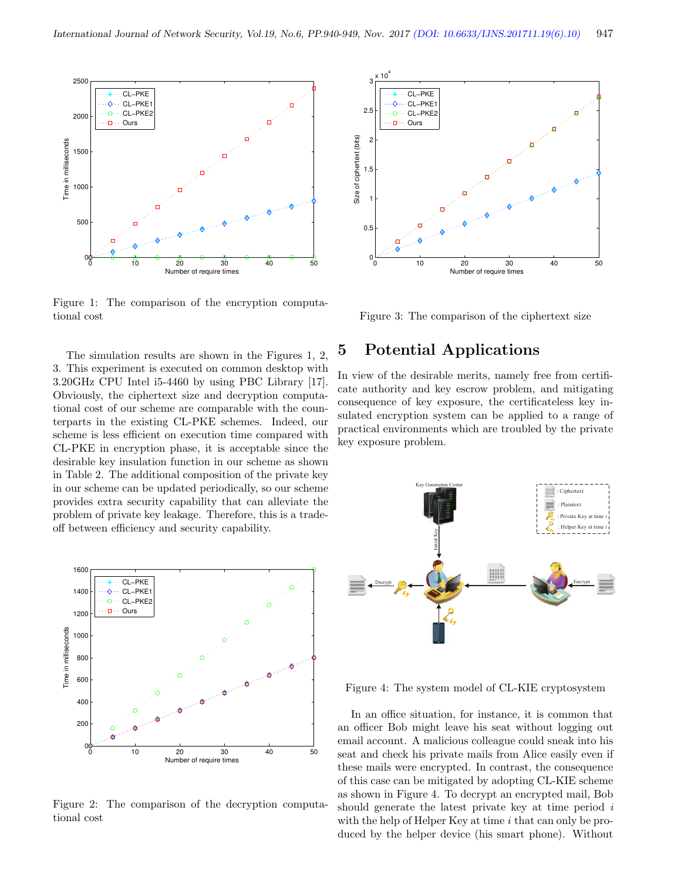Figure 1: The comparison of the encryption computational cost

The simulation results are shown in the Figures 1, 2, 3. This experiment is executed on common desktop with 3.20GHz CPU Intel i5-4460 by using PBC Library [17]. Obviously, the ciphertext size and decryption computational cost of our scheme are comparable with the counterparts in the existing CL-PKE schemes. Indeed, our scheme is less efficient on execution time compared with CL-PKE in encryption phase, it is acceptable since the desirable key insulation function in our scheme as shown in Table 2. The additional composition of the private key in our scheme can be updated periodically, so our scheme provides extra security capability that can alleviate the problem of private key leakage. Therefore, this is a trade-off between efficiency and security capability.

Figure 2: The comparison of the decryption computational cost

Figure 3: The comparison of the ciphertext size

## 5 Potential Applications

In view of the desirable merits, namely free from certificate authority and key escrow problem, and mitigating consequence of key exposure, the certificateless key insulated encryption system can be applied to a range of practical environments which are troubled by the private key exposure problem.

Figure 4: The system model of CL-KIE cryptosystem

In an office situation, for instance, it is common that an officer Bob might leave his seat without logging out his email account. A malicious colleague could sneak into his seat and check his private mails from Alice easily even if these mails were encrypted. In contrast, the consequence of this case can be mitigated by adopting CL-KIE scheme as shown in Figure 4. To decrypt an encrypted mail, Bob should generate the latest private key at time period $i$ with the help of Helper Key at time $i$ that can only be produced by the helper device (his smart phone). Without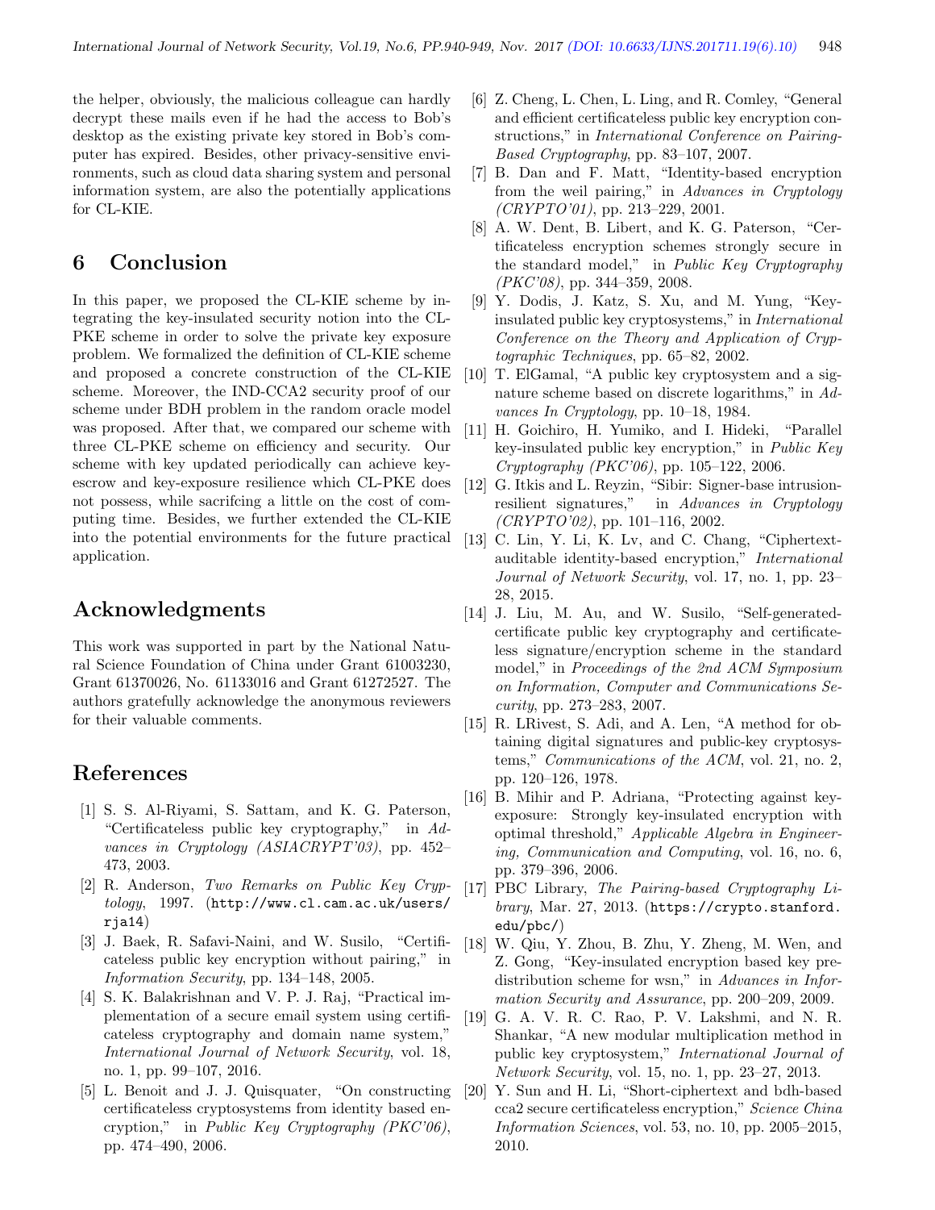the helper, obviously, the malicious colleague can hardly decrypt these mails even if he had the access to Bob's desktop as the existing private key stored in Bob's computer has expired. Besides, other privacy-sensitive environments, such as cloud data sharing system and personal information system, are also the potentially applications for CL-KIE.

## 6 Conclusion

In this paper, we proposed the CL-KIE scheme by integrating the key-insulated security notion into the CL-PKE scheme in order to solve the private key exposure problem. We formalized the definition of CL-KIE scheme and proposed a concrete construction of the CL-KIE scheme. Moreover, the IND-CCA2 security proof of our scheme under BDH problem in the random oracle model was proposed. After that, we compared our scheme with three CL-PKE scheme on efficiency and security. Our scheme with key updated periodically can achieve key-escrow and key-exposure resilience which CL-PKE does not possess, while sacrifcing a little on the cost of computing time. Besides, we further extended the CL-KIE into the potential environments for the future practical application.

## Acknowledgments

This work was supported in part by the National Natural Science Foundation of China under Grant 61003230, Grant 61370026, No. 61133016 and Grant 61272527. The authors gratefully acknowledge the anonymous reviewers for their valuable comments.

## References

[1] S. S. Al-Riyami, S. Sattam, and K. G. Paterson, "Certificateless public key cryptography," in *Advances in Cryptology (ASIACRYPT'03)*, pp. 452–473, 2003.

[2] R. Anderson, *Two Remarks on Public Key Cryptology*, 1997. (http://www.cl.cam.ac.uk/users/rja14)

[3] J. Baek, R. Safavi-Naini, and W. Susilo, "Certificateless public key encryption without pairing," in *Information Security*, pp. 134–148, 2005.

[4] S. K. Balakrishnan and V. P. J. Raj, "Practical implementation of a secure email system using certificateless cryptography and domain name system," *International Journal of Network Security*, vol. 18, no. 1, pp. 99–107, 2016.

[5] L. Benoit and J. J. Quisquater, "On constructing certificateless cryptosystems from identity based encryption," in *Public Key Cryptography (PKC'06)*, pp. 474–490, 2006.

[6] Z. Cheng, L. Chen, L. Ling, and R. Comley, "General and efficient certificateless public key encryption constructions," in *International Conference on Pairing-Based Cryptography*, pp. 83–107, 2007.

[7] B. Dan and F. Matt, "Identity-based encryption from the weil pairing," in *Advances in Cryptology (CRYPTO'01)*, pp. 213–229, 2001.

[8] A. W. Dent, B. Libert, and K. G. Paterson, "Certificateless encryption schemes strongly secure in the standard model," in *Public Key Cryptography (PKC'08)*, pp. 344–359, 2008.

[9] Y. Dodis, J. Katz, S. Xu, and M. Yung, "Key-insulated public key cryptosystems," in *International Conference on the Theory and Application of Cryptographic Techniques*, pp. 65–82, 2002.

[10] T. ElGamal, "A public key cryptosystem and a signature scheme based on discrete logarithms," in *Advances In Cryptology*, pp. 10–18, 1984.

[11] H. Goichiro, H. Yumiko, and I. Hideki, "Parallel key-insulated public key encryption," in *Public Key Cryptography (PKC'06)*, pp. 105–122, 2006.

[12] G. Itkis and L. Reyzin, "Sibir: Signer-base intrusion-resilient signatures," in *Advances in Cryptology (CRYPTO'02)*, pp. 101–116, 2002.

[13] C. Lin, Y. Li, K. Lv, and C. Chang, "Ciphertext-auditable identity-based encryption," *International Journal of Network Security*, vol. 17, no. 1, pp. 23–28, 2015.

[14] J. Liu, M. Au, and W. Susilo, "Self-generated-certificate public key cryptography and certificateless signature/encryption scheme in the standard model," in *Proceedings of the 2nd ACM Symposium on Information, Computer and Communications Security*, pp. 273–283, 2007.

[15] R. LRivest, S. Adi, and A. Len, "A method for obtaining digital signatures and public-key cryptosystems," *Communications of the ACM*, vol. 21, no. 2, pp. 120–126, 1978.

[16] B. Mihir and P. Adriana, "Protecting against key-exposure: Strongly key-insulated encryption with optimal threshold," *Applicable Algebra in Engineering, Communication and Computing*, vol. 16, no. 6, pp. 379–396, 2006.

[17] PBC Library, *The Pairing-based Cryptography Library*, Mar. 27, 2013. (https://crypto.stanford.edu/pbc/)

[18] W. Qiu, Y. Zhou, B. Zhu, Y. Zheng, M. Wen, and Z. Gong, "Key-insulated encryption based key predistribution scheme for wsn," in *Advances in Information Security and Assurance*, pp. 200–209, 2009.

[19] G. A. V. R. C. Rao, P. V. Lakshmi, and N. R. Shankar, "A new modular multiplication method in public key cryptosystem," *International Journal of Network Security*, vol. 15, no. 1, pp. 23–27, 2013.

[20] Y. Sun and H. Li, "Short-ciphertext and bdh-based cca2 secure certificateless encryption," *Science China Information Sciences*, vol. 53, no. 10, pp. 2005–2015, 2010.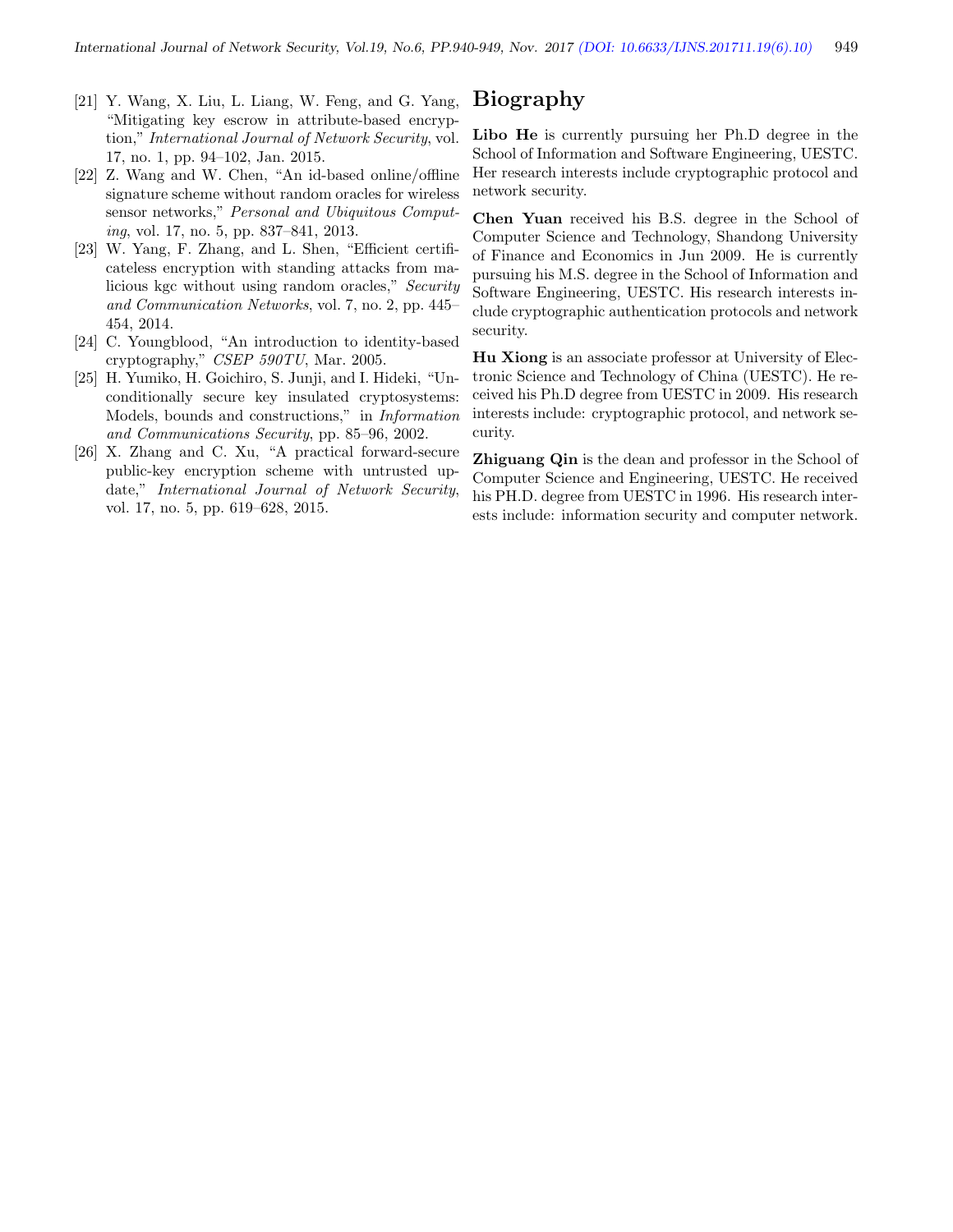[21] Y. Wang, X. Liu, L. Liang, W. Feng, and G. Yang, "Mitigating key escrow in attribute-based encryption," *International Journal of Network Security*, vol. 17, no. 1, pp. 94–102, Jan. 2015.

[22] Z. Wang and W. Chen, "An id-based online/offline signature scheme without random oracles for wireless sensor networks," *Personal and Ubiquitous Computing*, vol. 17, no. 5, pp. 837–841, 2013.

[23] W. Yang, F. Zhang, and L. Shen, "Efficient certificateless encryption with standing attacks from malicious kgc without using random oracles," *Security and Communication Networks*, vol. 7, no. 2, pp. 445–454, 2014.

[24] C. Youngblood, "An introduction to identity-based cryptography," *CSEP 590TU*, Mar. 2005.

[25] H. Yumiko, H. Goichiro, S. Junji, and I. Hideki, "Unconditionally secure key insulated cryptosystems: Models, bounds and constructions," in *Information and Communications Security*, pp. 85–96, 2002.

[26] X. Zhang and C. Xu, "A practical forward-secure public-key encryption scheme with untrusted update," *International Journal of Network Security*, vol. 17, no. 5, pp. 619–628, 2015.

# Biography

**Libo He** is currently pursuing her Ph.D degree in the School of Information and Software Engineering, UESTC. Her research interests include cryptographic protocol and network security.

**Chen Yuan** received his B.S. degree in the School of Computer Science and Technology, Shandong University of Finance and Economics in Jun 2009. He is currently pursuing his M.S. degree in the School of Information and Software Engineering, UESTC. His research interests include cryptographic authentication protocols and network security.

**Hu Xiong** is an associate professor at University of Electronic Science and Technology of China (UESTC). He received his Ph.D degree from UESTC in 2009. His research interests include: cryptographic protocol, and network security.

**Zhiguang Qin** is the dean and professor in the School of Computer Science and Engineering, UESTC. He received his PH.D. degree from UESTC in 1996. His research interests include: information security and computer network.